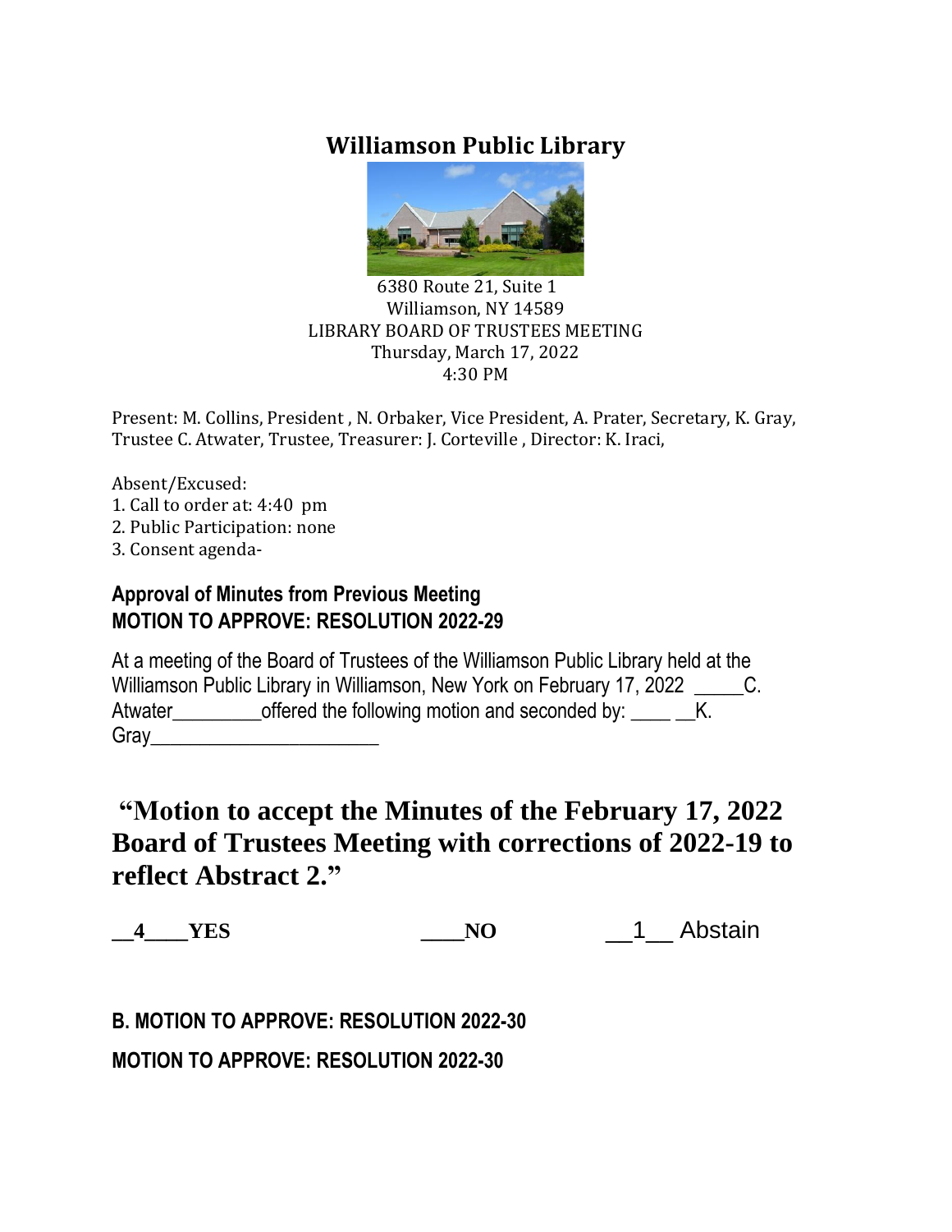# Williamson Public Library

6380 Route 21, Suite 1
Williamson, NY 14589
LIBRARY BOARD OF TRUSTEES MEETING
Thursday, March 17, 2022
4:30 PM

Present: M. Collins, President , N. Orbaker, Vice President, A. Prater, Secretary, K. Gray, Trustee C. Atwater, Trustee, Treasurer: J. Corteville , Director: K. Iraci,

Absent/Excused:
1. Call to order at: 4:40 pm
2. Public Participation: none
3. Consent agenda-

**Approval of Minutes from Previous Meeting**
**MOTION TO APPROVE: RESOLUTION 2022-29**

At a meeting of the Board of Trustees of the Williamson Public Library held at the Williamson Public Library in Williamson, New York on February 17, 2022 _____C. Atwater_________offered the following motion and seconded by: ____ __K. Gray________________________

**"Motion to accept the Minutes of the February 17, 2022 Board of Trustees Meeting with corrections of 2022-19 to reflect Abstract 2."**

**__4____YES** **____NO** __1__ Abstain

**B. MOTION TO APPROVE: RESOLUTION 2022-30**

**MOTION TO APPROVE: RESOLUTION 2022-30**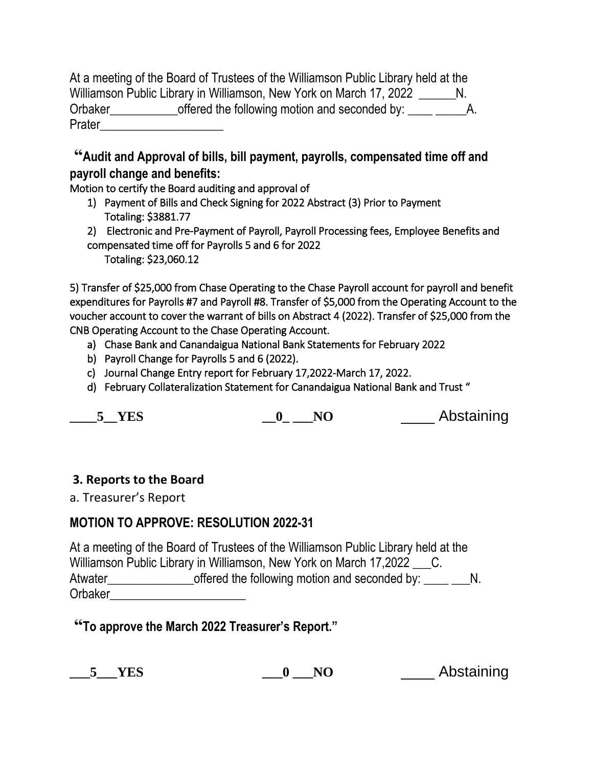At a meeting of the Board of Trustees of the Williamson Public Library held at the Williamson Public Library in Williamson, New York on March 17, 2022 ______N. Orbaker___________offered the following motion and seconded by: ____ _____A. Prater____________________

**"Audit and Approval of bills, bill payment, payrolls, compensated time off and payroll change and benefits:**

Motion to certify the Board auditing and approval of

1) Payment of Bills and Check Signing for 2022 Abstract (3) Prior to Payment
   Totaling: $3881.77
2) Electronic and Pre-Payment of Payroll, Payroll Processing fees, Employee Benefits and compensated time off for Payrolls 5 and 6 for 2022
   Totaling: $23,060.12

5) Transfer of $25,000 from Chase Operating to the Chase Payroll account for payroll and benefit expenditures for Payrolls #7 and Payroll #8. Transfer of $5,000 from the Operating Account to the voucher account to cover the warrant of bills on Abstract 4 (2022). Transfer of $25,000 from the CNB Operating Account to the Chase Operating Account.

a) Chase Bank and Canandaigua National Bank Statements for February 2022
b) Payroll Change for Payrolls 5 and 6 (2022).
c) Journal Change Entry report for February 17,2022-March 17, 2022.
d) February Collateralization Statement for Canandaigua National Bank and Trust "

**____5__YES** **__0_ ___NO** _____ Abstaining

### 3. Reports to the Board

a. Treasurer's Report

## MOTION TO APPROVE: RESOLUTION 2022-31

At a meeting of the Board of Trustees of the Williamson Public Library held at the Williamson Public Library in Williamson, New York on March 17,2022 ___C. Atwater______________offered the following motion and seconded by: ____ ___N. Orbaker______________________

**"To approve the March 2022 Treasurer's Report."**

**___5___YES** **___0 ___NO** _____ Abstaining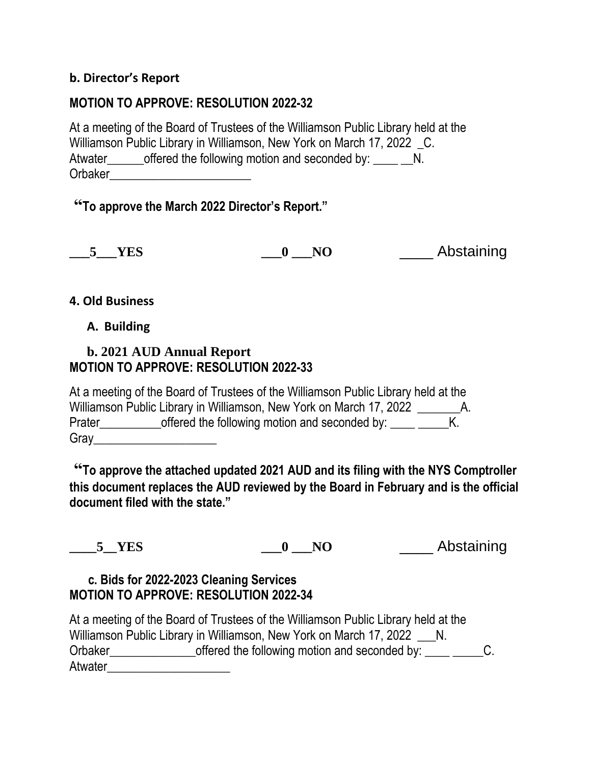**b. Director's Report**

**MOTION TO APPROVE: RESOLUTION 2022-32**

At a meeting of the Board of Trustees of the Williamson Public Library held at the Williamson Public Library in Williamson, New York on March 17, 2022 _C. Atwater______offered the following motion and seconded by: ____ __N. Orbaker_______________________

**"To approve the March 2022 Director's Report."**

**___5___YES** **___0 ___NO** ____ Abstaining

**4. Old Business**

**A. Building**

**b. 2021 AUD Annual Report**

**MOTION TO APPROVE: RESOLUTION 2022-33**

At a meeting of the Board of Trustees of the Williamson Public Library held at the Williamson Public Library in Williamson, New York on March 17, 2022 _______A. Prater__________offered the following motion and seconded by: ____ _____K. Gray____________________

**"To approve the attached updated 2021 AUD and its filing with the NYS Comptroller this document replaces the AUD reviewed by the Board in February and is the official document filed with the state."**

**____5__YES** **___0 ___NO** ____ Abstaining

**c. Bids for 2022-2023 Cleaning Services**

**MOTION TO APPROVE: RESOLUTION 2022-34**

At a meeting of the Board of Trustees of the Williamson Public Library held at the Williamson Public Library in Williamson, New York on March 17, 2022 ___N. Orbaker______________offered the following motion and seconded by: ____ _____C. Atwater____________________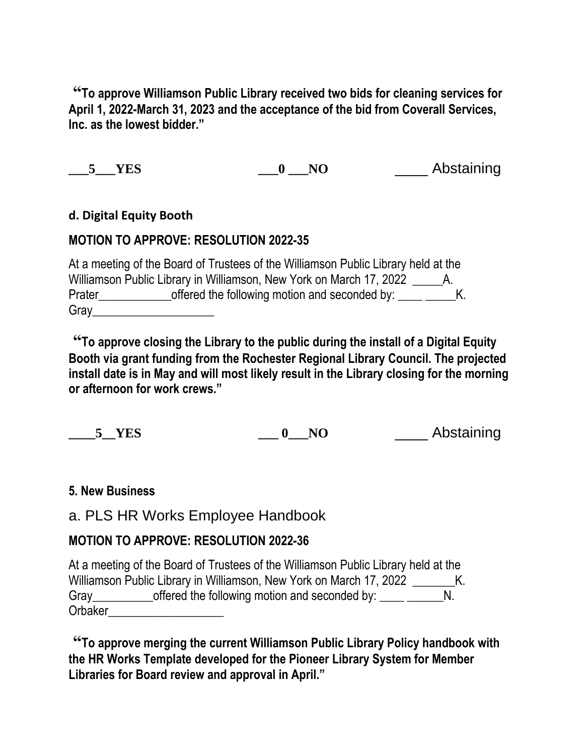**"To approve Williamson Public Library received two bids for cleaning services for April 1, 2022-March 31, 2023 and the acceptance of the bid from Coverall Services, Inc. as the lowest bidder."**

**___5___YES** **___0 ___NO** ____ Abstaining

**d. Digital Equity Booth**

**MOTION TO APPROVE: RESOLUTION 2022-35**

At a meeting of the Board of Trustees of the Williamson Public Library held at the Williamson Public Library in Williamson, New York on March 17, 2022 _____A. Prater____________offered the following motion and seconded by: ____ _____K. Gray____________________

**"To approve closing the Library to the public during the install of a Digital Equity Booth via grant funding from the Rochester Regional Library Council. The projected install date is in May and will most likely result in the Library closing for the morning or afternoon for work crews."**

**____5__YES** **___ 0___NO** ____ Abstaining

**5. New Business**

a. PLS HR Works Employee Handbook

**MOTION TO APPROVE: RESOLUTION 2022-36**

At a meeting of the Board of Trustees of the Williamson Public Library held at the Williamson Public Library in Williamson, New York on March 17, 2022 _______K. Gray__________offered the following motion and seconded by: ____ ______N. Orbaker___________________

**"To approve merging the current Williamson Public Library Policy handbook with the HR Works Template developed for the Pioneer Library System for Member Libraries for Board review and approval in April."**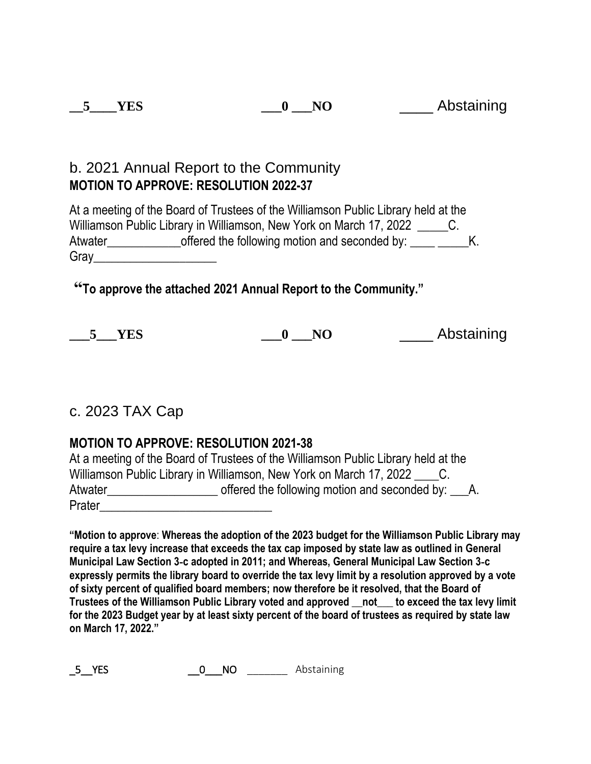__5____YES ___0 ___NO ____ Abstaining

b. 2021 Annual Report to the Community

**MOTION TO APPROVE: RESOLUTION 2022-37**

At a meeting of the Board of Trustees of the Williamson Public Library held at the Williamson Public Library in Williamson, New York on March 17, 2022 _____C. Atwater____________offered the following motion and seconded by: ____ _____K. Gray____________________

**"To approve the attached 2021 Annual Report to the Community."**

___5___YES ___0 ___NO ____ Abstaining

c. 2023 TAX Cap

**MOTION TO APPROVE: RESOLUTION 2021-38**

At a meeting of the Board of Trustees of the Williamson Public Library held at the Williamson Public Library in Williamson, New York on March 17, 2022 ____C. Atwater__________________ offered the following motion and seconded by: ___A. Prater____________________________

**"Motion to approve: Whereas the adoption of the 2023 budget for the Williamson Public Library may require a tax levy increase that exceeds the tax cap imposed by state law as outlined in General Municipal Law Section 3-c adopted in 2011; and Whereas, General Municipal Law Section 3-c expressly permits the library board to override the tax levy limit by a resolution approved by a vote of sixty percent of qualified board members; now therefore be it resolved, that the Board of Trustees of the Williamson Public Library voted and approved __not___ to exceed the tax levy limit for the 2023 Budget year by at least sixty percent of the board of trustees as required by state law on March 17, 2022."**

_5__YES __0___NO _______ Abstaining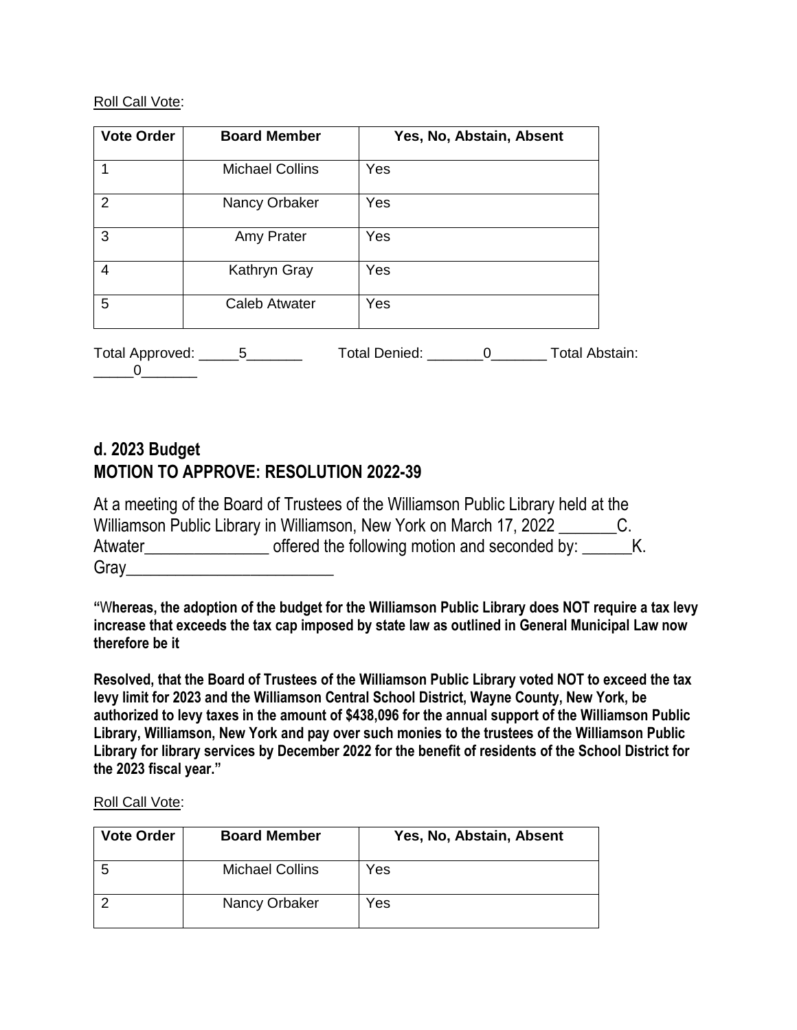Roll Call Vote:

| Vote Order | Board Member | Yes, No, Abstain, Absent |
| --- | --- | --- |
| 1 | Michael Collins | Yes |
| 2 | Nancy Orbaker | Yes |
| 3 | Amy Prater | Yes |
| 4 | Kathryn Gray | Yes |
| 5 | Caleb Atwater | Yes |

Total Approved: _____5_______ Total Denied: _______0_______ Total Abstain: _____0_______

## d. 2023 Budget
## MOTION TO APPROVE: RESOLUTION 2022-39

At a meeting of the Board of Trustees of the Williamson Public Library held at the Williamson Public Library in Williamson, New York on March 17, 2022 _______C. Atwater_______________ offered the following motion and seconded by: ______K. Gray_________________________

**"Whereas, the adoption of the budget for the Williamson Public Library does NOT require a tax levy increase that exceeds the tax cap imposed by state law as outlined in General Municipal Law now therefore be it**

**Resolved, that the Board of Trustees of the Williamson Public Library voted NOT to exceed the tax levy limit for 2023 and the Williamson Central School District, Wayne County, New York, be authorized to levy taxes in the amount of $438,096 for the annual support of the Williamson Public Library, Williamson, New York and pay over such monies to the trustees of the Williamson Public Library for library services by December 2022 for the benefit of residents of the School District for the 2023 fiscal year."**

Roll Call Vote:

| Vote Order | Board Member | Yes, No, Abstain, Absent |
| --- | --- | --- |
| 5 | Michael Collins | Yes |
| 2 | Nancy Orbaker | Yes |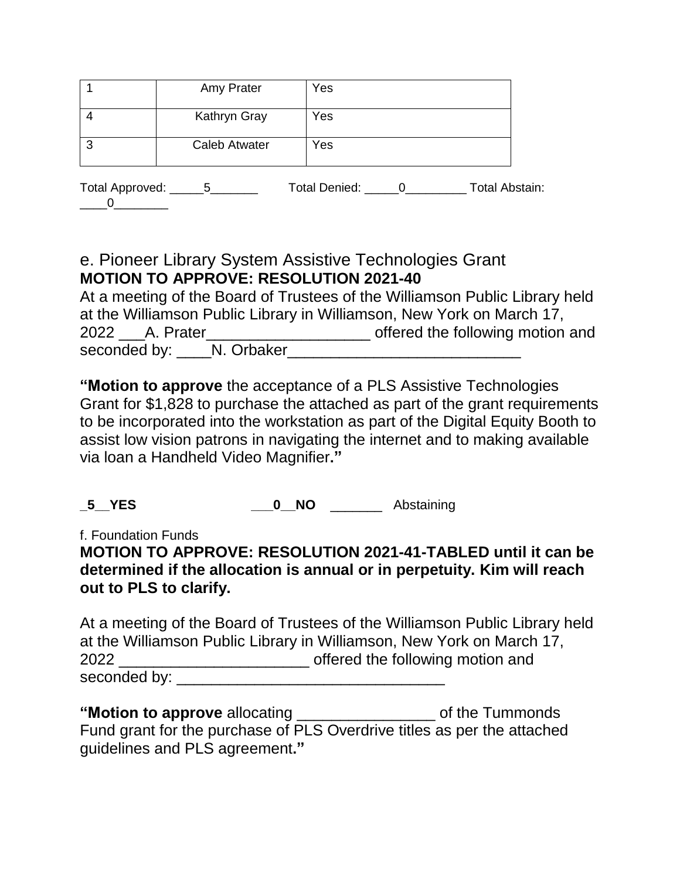| 1 | Amy Prater | Yes |
|---|---|---|
| 4 | Kathryn Gray | Yes |
| 3 | Caleb Atwater | Yes |

Total Approved: _____5_______ Total Denied: _____0_________ Total Abstain: ____0________

e. Pioneer Library System Assistive Technologies Grant
**MOTION TO APPROVE: RESOLUTION 2021-40**

At a meeting of the Board of Trustees of the Williamson Public Library held at the Williamson Public Library in Williamson, New York on March 17, 2022 ___A. Prater___________________ offered the following motion and seconded by: ____N. Orbaker___________________________

**"Motion to approve** the acceptance of a PLS Assistive Technologies Grant for $1,828 to purchase the attached as part of the grant requirements to be incorporated into the workstation as part of the Digital Equity Booth to assist low vision patrons in navigating the internet and to making available via loan a Handheld Video Magnifier**."**

**_5__YES** **___0__NO** _______ Abstaining

f. Foundation Funds
**MOTION TO APPROVE: RESOLUTION 2021-41-TABLED until it can be determined if the allocation is annual or in perpetuity. Kim will reach out to PLS to clarify.**

At a meeting of the Board of Trustees of the Williamson Public Library held at the Williamson Public Library in Williamson, New York on March 17, 2022 ______________________ offered the following motion and seconded by: ________________________________

**"Motion to approve** allocating ________________ of the Tummonds Fund grant for the purchase of PLS Overdrive titles as per the attached guidelines and PLS agreement**."**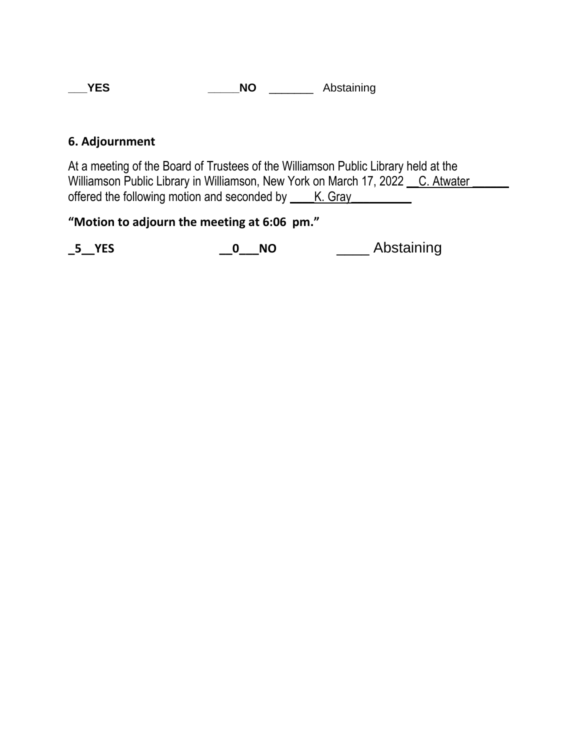___**YES** _____**NO** _______ Abstaining

**6. Adjournment**

At a meeting of the Board of Trustees of the Williamson Public Library held at the Williamson Public Library in Williamson, New York on March 17, 2022 __C. Atwater ______ offered the following motion and seconded by ____K. Gray__________

**"Motion to adjourn the meeting at 6:06 pm."**

**_5__YES** **__0___NO** ____ Abstaining